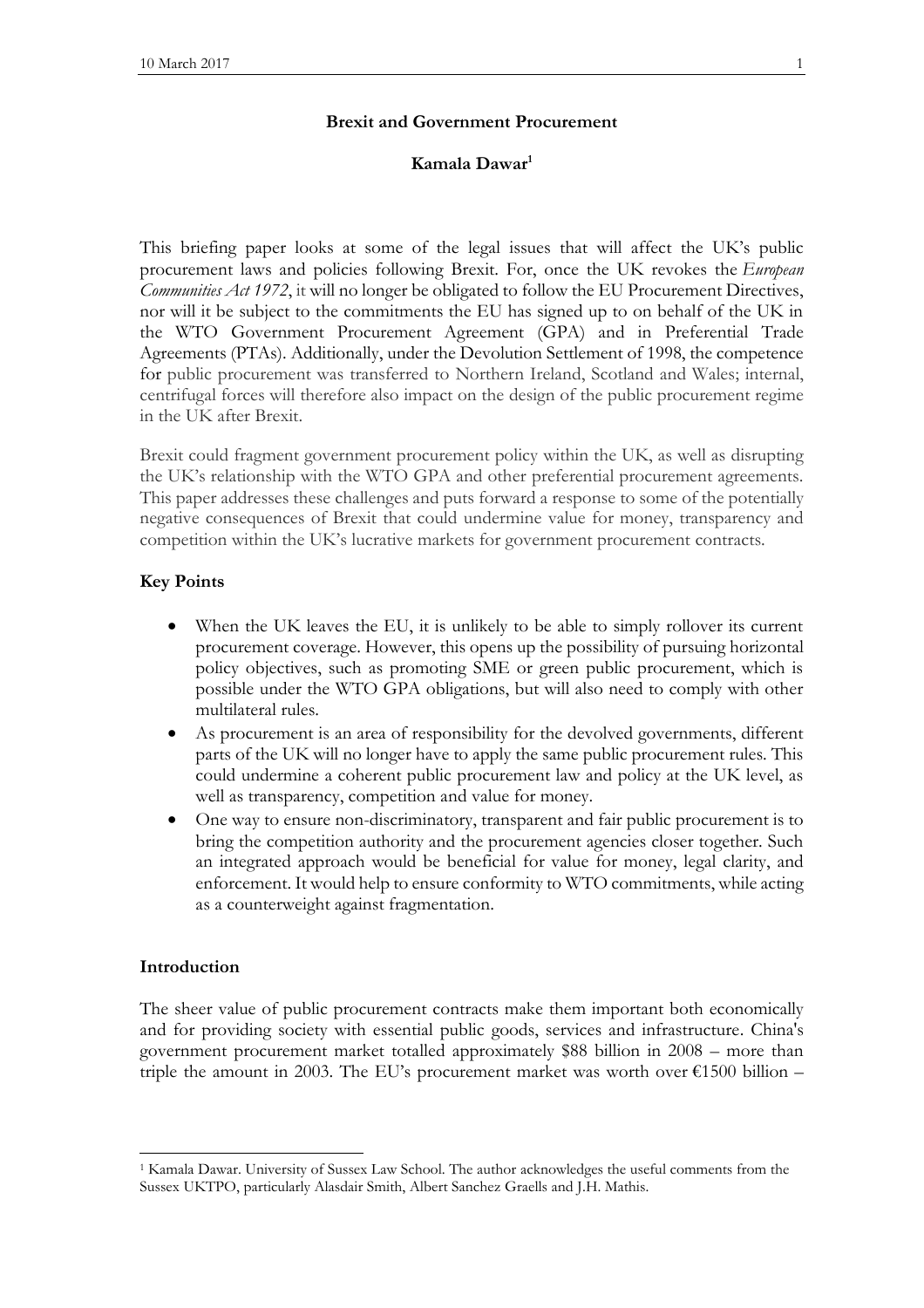# Brexit and Government Procurement

**Kamala Dawar**[1]

This briefing paper looks at some of the legal issues that will affect the UK's public procurement laws and policies following Brexit. For, once the UK revokes the *European Communities Act 1972*, it will no longer be obligated to follow the EU Procurement Directives, nor will it be subject to the commitments the EU has signed up to on behalf of the UK in the WTO Government Procurement Agreement (GPA) and in Preferential Trade Agreements (PTAs). Additionally, under the Devolution Settlement of 1998, the competence for public procurement was transferred to Northern Ireland, Scotland and Wales; internal, centrifugal forces will therefore also impact on the design of the public procurement regime in the UK after Brexit.

Brexit could fragment government procurement policy within the UK, as well as disrupting the UK's relationship with the WTO GPA and other preferential procurement agreements. This paper addresses these challenges and puts forward a response to some of the potentially negative consequences of Brexit that could undermine value for money, transparency and competition within the UK's lucrative markets for government procurement contracts.

## Key Points

- When the UK leaves the EU, it is unlikely to be able to simply rollover its current procurement coverage. However, this opens up the possibility of pursuing horizontal policy objectives, such as promoting SME or green public procurement, which is possible under the WTO GPA obligations, but will also need to comply with other multilateral rules.
- As procurement is an area of responsibility for the devolved governments, different parts of the UK will no longer have to apply the same public procurement rules. This could undermine a coherent public procurement law and policy at the UK level, as well as transparency, competition and value for money.
- One way to ensure non-discriminatory, transparent and fair public procurement is to bring the competition authority and the procurement agencies closer together. Such an integrated approach would be beneficial for value for money, legal clarity, and enforcement. It would help to ensure conformity to WTO commitments, while acting as a counterweight against fragmentation.

## Introduction

The sheer value of public procurement contracts make them important both economically and for providing society with essential public goods, services and infrastructure. China's government procurement market totalled approximately $88 billion in 2008 – more than triple the amount in 2003. The EU's procurement market was worth over €1500 billion –

[1] Kamala Dawar. University of Sussex Law School. The author acknowledges the useful comments from the Sussex UKTPO, particularly Alasdair Smith, Albert Sanchez Graells and J.H. Mathis.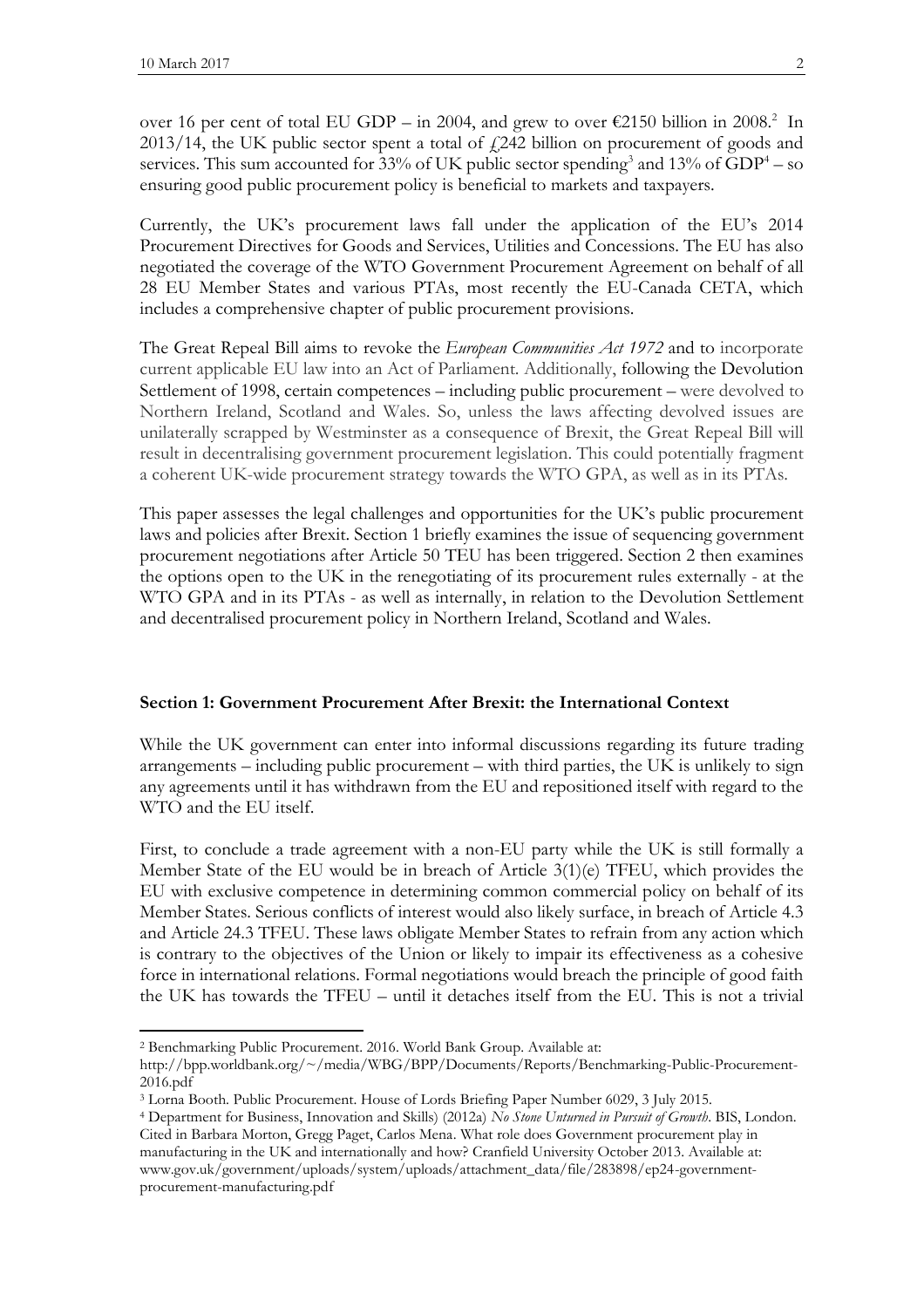over 16 per cent of total EU GDP – in 2004, and grew to over €2150 billion in 2008.[2] In 2013/14, the UK public sector spent a total of £242 billion on procurement of goods and services. This sum accounted for 33% of UK public sector spending[3] and 13% of GDP[4] – so ensuring good public procurement policy is beneficial to markets and taxpayers.

Currently, the UK's procurement laws fall under the application of the EU's 2014 Procurement Directives for Goods and Services, Utilities and Concessions. The EU has also negotiated the coverage of the WTO Government Procurement Agreement on behalf of all 28 EU Member States and various PTAs, most recently the EU-Canada CETA, which includes a comprehensive chapter of public procurement provisions.

The Great Repeal Bill aims to revoke the *European Communities Act 1972* and to incorporate current applicable EU law into an Act of Parliament. Additionally, following the Devolution Settlement of 1998, certain competences – including public procurement – were devolved to Northern Ireland, Scotland and Wales. So, unless the laws affecting devolved issues are unilaterally scrapped by Westminster as a consequence of Brexit, the Great Repeal Bill will result in decentralising government procurement legislation. This could potentially fragment a coherent UK-wide procurement strategy towards the WTO GPA, as well as in its PTAs.

This paper assesses the legal challenges and opportunities for the UK's public procurement laws and policies after Brexit. Section 1 briefly examines the issue of sequencing government procurement negotiations after Article 50 TEU has been triggered. Section 2 then examines the options open to the UK in the renegotiating of its procurement rules externally - at the WTO GPA and in its PTAs - as well as internally, in relation to the Devolution Settlement and decentralised procurement policy in Northern Ireland, Scotland and Wales.

## Section 1: Government Procurement After Brexit: the International Context

While the UK government can enter into informal discussions regarding its future trading arrangements – including public procurement – with third parties, the UK is unlikely to sign any agreements until it has withdrawn from the EU and repositioned itself with regard to the WTO and the EU itself.

First, to conclude a trade agreement with a non-EU party while the UK is still formally a Member State of the EU would be in breach of Article 3(1)(e) TFEU, which provides the EU with exclusive competence in determining common commercial policy on behalf of its Member States. Serious conflicts of interest would also likely surface, in breach of Article 4.3 and Article 24.3 TFEU. These laws obligate Member States to refrain from any action which is contrary to the objectives of the Union or likely to impair its effectiveness as a cohesive force in international relations. Formal negotiations would breach the principle of good faith the UK has towards the TFEU – until it detaches itself from the EU. This is not a trivial

---

[2] Benchmarking Public Procurement. 2016. World Bank Group. Available at: http://bpp.worldbank.org/~/media/WBG/BPP/Documents/Reports/Benchmarking-Public-Procurement-2016.pdf

[3] Lorna Booth. Public Procurement. House of Lords Briefing Paper Number 6029, 3 July 2015.

[4] Department for Business, Innovation and Skills) (2012a) *No Stone Unturned in Pursuit of Growth*. BIS, London. Cited in Barbara Morton, Gregg Paget, Carlos Mena. What role does Government procurement play in manufacturing in the UK and internationally and how? Cranfield University October 2013. Available at: www.gov.uk/government/uploads/system/uploads/attachment_data/file/283898/ep24-government-procurement-manufacturing.pdf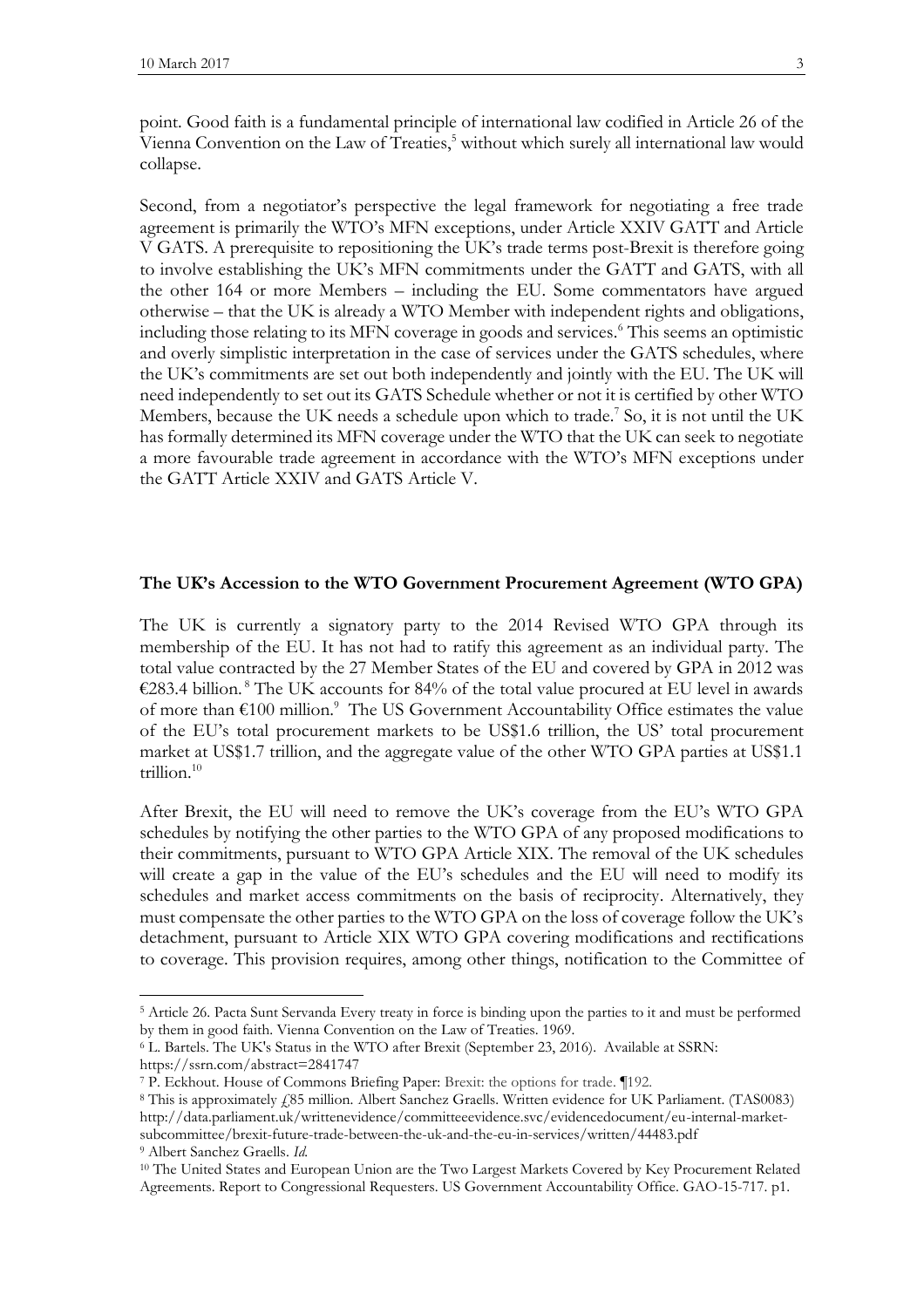point. Good faith is a fundamental principle of international law codified in Article 26 of the Vienna Convention on the Law of Treaties,[5] without which surely all international law would collapse.

Second, from a negotiator's perspective the legal framework for negotiating a free trade agreement is primarily the WTO's MFN exceptions, under Article XXIV GATT and Article V GATS. A prerequisite to repositioning the UK's trade terms post-Brexit is therefore going to involve establishing the UK's MFN commitments under the GATT and GATS, with all the other 164 or more Members – including the EU. Some commentators have argued otherwise – that the UK is already a WTO Member with independent rights and obligations, including those relating to its MFN coverage in goods and services.[6] This seems an optimistic and overly simplistic interpretation in the case of services under the GATS schedules, where the UK's commitments are set out both independently and jointly with the EU. The UK will need independently to set out its GATS Schedule whether or not it is certified by other WTO Members, because the UK needs a schedule upon which to trade.[7] So, it is not until the UK has formally determined its MFN coverage under the WTO that the UK can seek to negotiate a more favourable trade agreement in accordance with the WTO's MFN exceptions under the GATT Article XXIV and GATS Article V.

**The UK's Accession to the WTO Government Procurement Agreement (WTO GPA)**

The UK is currently a signatory party to the 2014 Revised WTO GPA through its membership of the EU. It has not had to ratify this agreement as an individual party. The total value contracted by the 27 Member States of the EU and covered by GPA in 2012 was €283.4 billion.[8] The UK accounts for 84% of the total value procured at EU level in awards of more than €100 million.[9] The US Government Accountability Office estimates the value of the EU's total procurement markets to be US$1.6 trillion, the US' total procurement market at US$1.7 trillion, and the aggregate value of the other WTO GPA parties at US$1.1 trillion.[10]

After Brexit, the EU will need to remove the UK's coverage from the EU's WTO GPA schedules by notifying the other parties to the WTO GPA of any proposed modifications to their commitments, pursuant to WTO GPA Article XIX. The removal of the UK schedules will create a gap in the value of the EU's schedules and the EU will need to modify its schedules and market access commitments on the basis of reciprocity. Alternatively, they must compensate the other parties to the WTO GPA on the loss of coverage follow the UK's detachment, pursuant to Article XIX WTO GPA covering modifications and rectifications to coverage. This provision requires, among other things, notification to the Committee of

---

[5] Article 26. Pacta Sunt Servanda Every treaty in force is binding upon the parties to it and must be performed by them in good faith. Vienna Convention on the Law of Treaties. 1969.

[6] L. Bartels. The UK's Status in the WTO after Brexit (September 23, 2016). Available at SSRN: https://ssrn.com/abstract=2841747

[7] P. Eckhout. House of Commons Briefing Paper: Brexit: the options for trade. ¶192.

[8] This is approximately £85 million. Albert Sanchez Graells. Written evidence for UK Parliament. (TAS0083) http://data.parliament.uk/writtenevidence/committeeevidence.svc/evidencedocument/eu-internal-market-subcommittee/brexit-future-trade-between-the-uk-and-the-eu-in-services/written/44483.pdf

[9] Albert Sanchez Graells. *Id.*

[10] The United States and European Union are the Two Largest Markets Covered by Key Procurement Related Agreements. Report to Congressional Requesters. US Government Accountability Office. GAO-15-717. p1.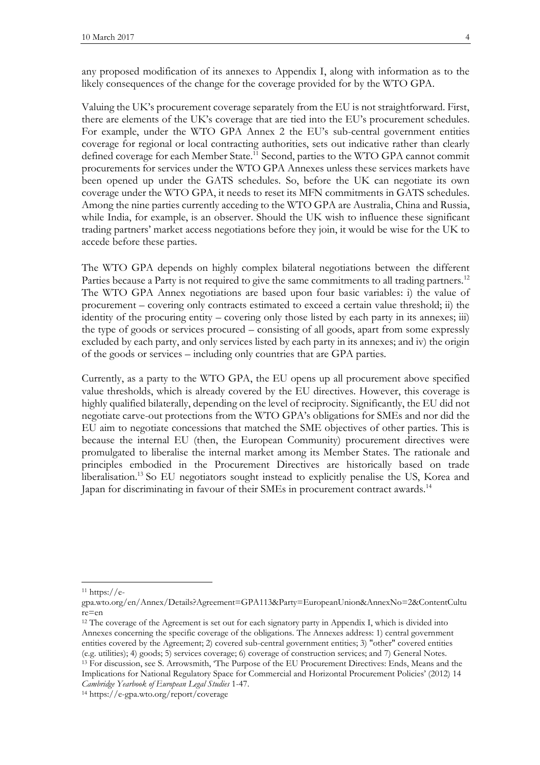any proposed modification of its annexes to Appendix I, along with information as to the likely consequences of the change for the coverage provided for by the WTO GPA.

Valuing the UK's procurement coverage separately from the EU is not straightforward. First, there are elements of the UK's coverage that are tied into the EU's procurement schedules. For example, under the WTO GPA Annex 2 the EU's sub-central government entities coverage for regional or local contracting authorities, sets out indicative rather than clearly defined coverage for each Member State.[11] Second, parties to the WTO GPA cannot commit procurements for services under the WTO GPA Annexes unless these services markets have been opened up under the GATS schedules. So, before the UK can negotiate its own coverage under the WTO GPA, it needs to reset its MFN commitments in GATS schedules. Among the nine parties currently acceding to the WTO GPA are Australia, China and Russia, while India, for example, is an observer. Should the UK wish to influence these significant trading partners' market access negotiations before they join, it would be wise for the UK to accede before these parties.

The WTO GPA depends on highly complex bilateral negotiations between the different Parties because a Party is not required to give the same commitments to all trading partners.[12] The WTO GPA Annex negotiations are based upon four basic variables: i) the value of procurement – covering only contracts estimated to exceed a certain value threshold; ii) the identity of the procuring entity – covering only those listed by each party in its annexes; iii) the type of goods or services procured – consisting of all goods, apart from some expressly excluded by each party, and only services listed by each party in its annexes; and iv) the origin of the goods or services – including only countries that are GPA parties.

Currently, as a party to the WTO GPA, the EU opens up all procurement above specified value thresholds, which is already covered by the EU directives. However, this coverage is highly qualified bilaterally, depending on the level of reciprocity. Significantly, the EU did not negotiate carve-out protections from the WTO GPA's obligations for SMEs and nor did the EU aim to negotiate concessions that matched the SME objectives of other parties. This is because the internal EU (then, the European Community) procurement directives were promulgated to liberalise the internal market among its Member States. The rationale and principles embodied in the Procurement Directives are historically based on trade liberalisation.[13] So EU negotiators sought instead to explicitly penalise the US, Korea and Japan for discriminating in favour of their SMEs in procurement contract awards.[14]

---

[11] https://e-gpa.wto.org/en/Annex/Details?Agreement=GPA113&Party=EuropeanUnion&AnnexNo=2&ContentCulture=en

[12] The coverage of the Agreement is set out for each signatory party in Appendix I, which is divided into Annexes concerning the specific coverage of the obligations. The Annexes address: 1) central government entities covered by the Agreement; 2) covered sub-central government entities; 3) "other" covered entities (e.g. utilities); 4) goods; 5) services coverage; 6) coverage of construction services; and 7) General Notes.

[13] For discussion, see S. Arrowsmith, 'The Purpose of the EU Procurement Directives: Ends, Means and the Implications for National Regulatory Space for Commercial and Horizontal Procurement Policies' (2012) 14 *Cambridge Yearbook of European Legal Studies* 1-47.

[14] https://e-gpa.wto.org/report/coverage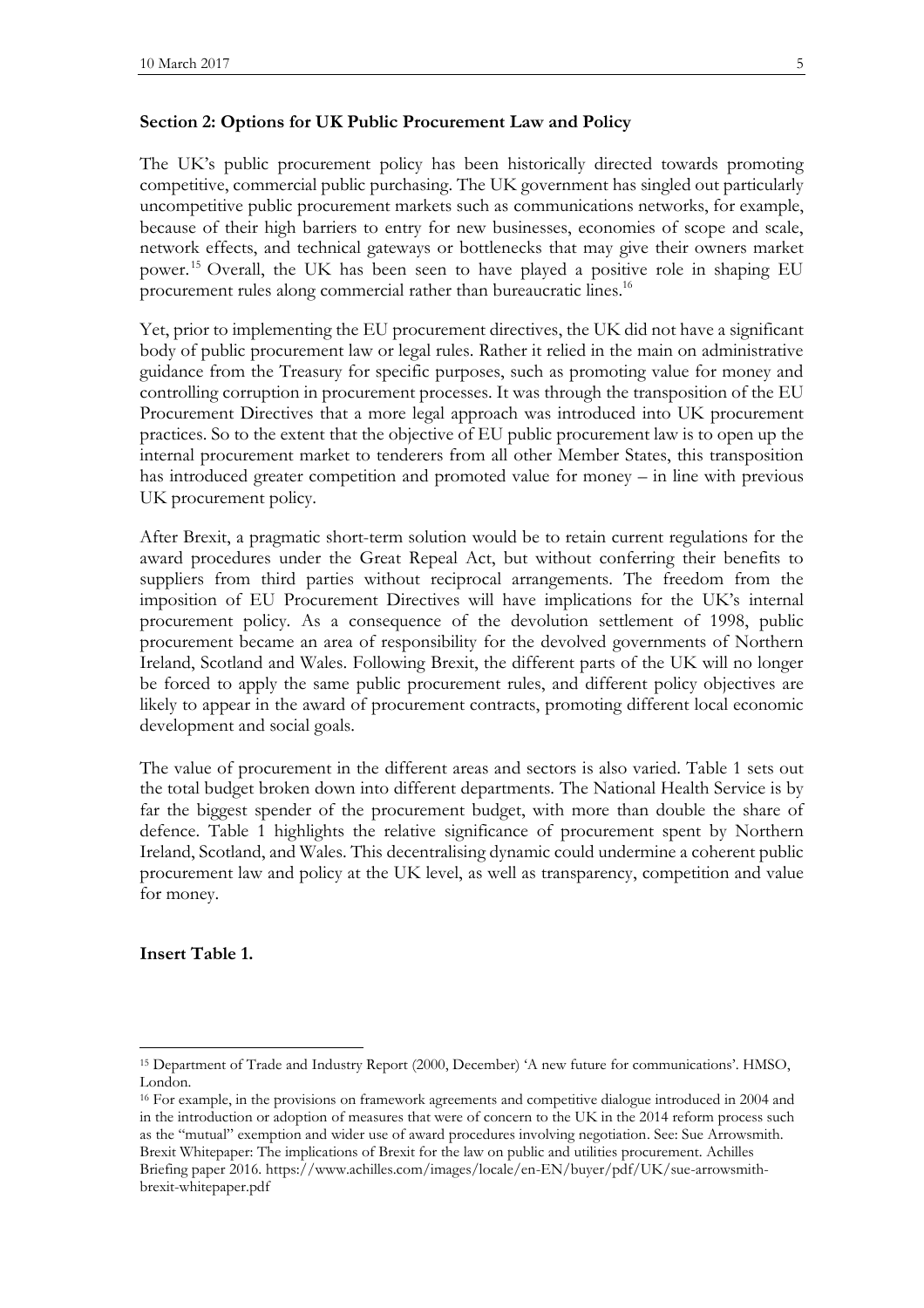**Section 2: Options for UK Public Procurement Law and Policy**

The UK's public procurement policy has been historically directed towards promoting competitive, commercial public purchasing. The UK government has singled out particularly uncompetitive public procurement markets such as communications networks, for example, because of their high barriers to entry for new businesses, economies of scope and scale, network effects, and technical gateways or bottlenecks that may give their owners market power.[15] Overall, the UK has been seen to have played a positive role in shaping EU procurement rules along commercial rather than bureaucratic lines.[16]

Yet, prior to implementing the EU procurement directives, the UK did not have a significant body of public procurement law or legal rules. Rather it relied in the main on administrative guidance from the Treasury for specific purposes, such as promoting value for money and controlling corruption in procurement processes. It was through the transposition of the EU Procurement Directives that a more legal approach was introduced into UK procurement practices. So to the extent that the objective of EU public procurement law is to open up the internal procurement market to tenderers from all other Member States, this transposition has introduced greater competition and promoted value for money – in line with previous UK procurement policy.

After Brexit, a pragmatic short-term solution would be to retain current regulations for the award procedures under the Great Repeal Act, but without conferring their benefits to suppliers from third parties without reciprocal arrangements. The freedom from the imposition of EU Procurement Directives will have implications for the UK's internal procurement policy. As a consequence of the devolution settlement of 1998, public procurement became an area of responsibility for the devolved governments of Northern Ireland, Scotland and Wales. Following Brexit, the different parts of the UK will no longer be forced to apply the same public procurement rules, and different policy objectives are likely to appear in the award of procurement contracts, promoting different local economic development and social goals.

The value of procurement in the different areas and sectors is also varied. Table 1 sets out the total budget broken down into different departments. The National Health Service is by far the biggest spender of the procurement budget, with more than double the share of defence. Table 1 highlights the relative significance of procurement spent by Northern Ireland, Scotland, and Wales. This decentralising dynamic could undermine a coherent public procurement law and policy at the UK level, as well as transparency, competition and value for money.

**Insert Table 1.**

---

[15] Department of Trade and Industry Report (2000, December) 'A new future for communications'. HMSO, London.

[16] For example, in the provisions on framework agreements and competitive dialogue introduced in 2004 and in the introduction or adoption of measures that were of concern to the UK in the 2014 reform process such as the "mutual" exemption and wider use of award procedures involving negotiation. See: Sue Arrowsmith. Brexit Whitepaper: The implications of Brexit for the law on public and utilities procurement. Achilles Briefing paper 2016. https://www.achilles.com/images/locale/en-EN/buyer/pdf/UK/sue-arrowsmith-brexit-whitepaper.pdf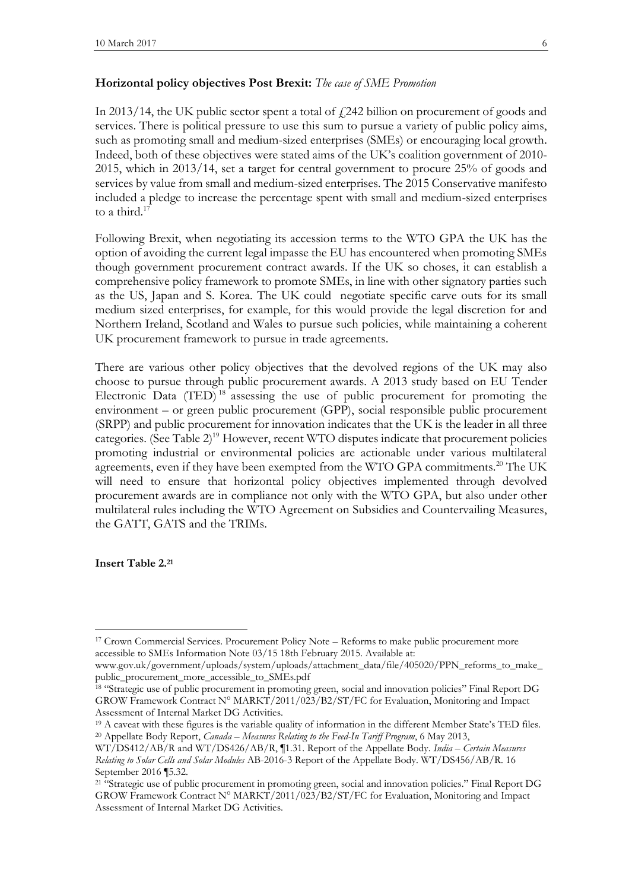**Horizontal policy objectives Post Brexit:** *The case of SME Promotion*

In 2013/14, the UK public sector spent a total of £242 billion on procurement of goods and services. There is political pressure to use this sum to pursue a variety of public policy aims, such as promoting small and medium-sized enterprises (SMEs) or encouraging local growth. Indeed, both of these objectives were stated aims of the UK's coalition government of 2010-2015, which in 2013/14, set a target for central government to procure 25% of goods and services by value from small and medium-sized enterprises. The 2015 Conservative manifesto included a pledge to increase the percentage spent with small and medium-sized enterprises to a third.[17]

Following Brexit, when negotiating its accession terms to the WTO GPA the UK has the option of avoiding the current legal impasse the EU has encountered when promoting SMEs though government procurement contract awards. If the UK so choses, it can establish a comprehensive policy framework to promote SMEs, in line with other signatory parties such as the US, Japan and S. Korea. The UK could negotiate specific carve outs for its small medium sized enterprises, for example, for this would provide the legal discretion for and Northern Ireland, Scotland and Wales to pursue such policies, while maintaining a coherent UK procurement framework to pursue in trade agreements.

There are various other policy objectives that the devolved regions of the UK may also choose to pursue through public procurement awards. A 2013 study based on EU Tender Electronic Data (TED)[18] assessing the use of public procurement for promoting the environment – or green public procurement (GPP), social responsible public procurement (SRPP) and public procurement for innovation indicates that the UK is the leader in all three categories. (See Table 2)[19] However, recent WTO disputes indicate that procurement policies promoting industrial or environmental policies are actionable under various multilateral agreements, even if they have been exempted from the WTO GPA commitments.[20] The UK will need to ensure that horizontal policy objectives implemented through devolved procurement awards are in compliance not only with the WTO GPA, but also under other multilateral rules including the WTO Agreement on Subsidies and Countervailing Measures, the GATT, GATS and the TRIMs.

**Insert Table 2.[21]**

---

[17] Crown Commercial Services. Procurement Policy Note – Reforms to make public procurement more accessible to SMEs Information Note 03/15 18th February 2015. Available at: www.gov.uk/government/uploads/system/uploads/attachment_data/file/405020/PPN_reforms_to_make_public_procurement_more_accessible_to_SMEs.pdf

[18] "Strategic use of public procurement in promoting green, social and innovation policies" Final Report DG GROW Framework Contract N° MARKT/2011/023/B2/ST/FC for Evaluation, Monitoring and Impact Assessment of Internal Market DG Activities.

[19] A caveat with these figures is the variable quality of information in the different Member State's TED files.

[20] Appellate Body Report, *Canada – Measures Relating to the Feed-In Tariff Program*, 6 May 2013, WT/DS412/AB/R and WT/DS426/AB/R, ¶1.31. Report of the Appellate Body. *India – Certain Measures Relating to Solar Cells and Solar Modules* AB-2016-3 Report of the Appellate Body. WT/DS456/AB/R. 16 September 2016 ¶5.32.

[21] "Strategic use of public procurement in promoting green, social and innovation policies." Final Report DG GROW Framework Contract N° MARKT/2011/023/B2/ST/FC for Evaluation, Monitoring and Impact Assessment of Internal Market DG Activities.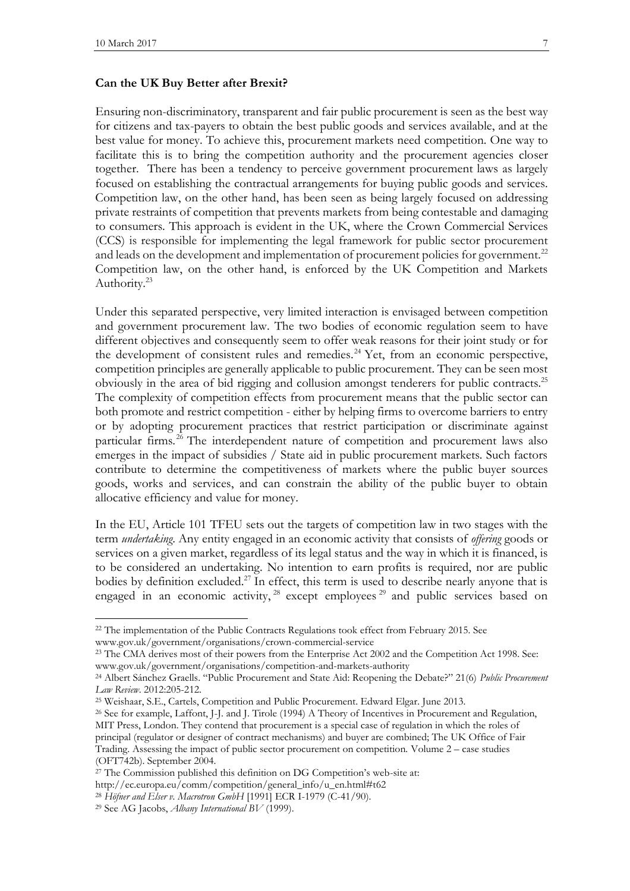**Can the UK Buy Better after Brexit?**

Ensuring non-discriminatory, transparent and fair public procurement is seen as the best way for citizens and tax-payers to obtain the best public goods and services available, and at the best value for money. To achieve this, procurement markets need competition. One way to facilitate this is to bring the competition authority and the procurement agencies closer together. There has been a tendency to perceive government procurement laws as largely focused on establishing the contractual arrangements for buying public goods and services. Competition law, on the other hand, has been seen as being largely focused on addressing private restraints of competition that prevents markets from being contestable and damaging to consumers. This approach is evident in the UK, where the Crown Commercial Services (CCS) is responsible for implementing the legal framework for public sector procurement and leads on the development and implementation of procurement policies for government.[22] Competition law, on the other hand, is enforced by the UK Competition and Markets Authority.[23]

Under this separated perspective, very limited interaction is envisaged between competition and government procurement law. The two bodies of economic regulation seem to have different objectives and consequently seem to offer weak reasons for their joint study or for the development of consistent rules and remedies.[24] Yet, from an economic perspective, competition principles are generally applicable to public procurement. They can be seen most obviously in the area of bid rigging and collusion amongst tenderers for public contracts.[25] The complexity of competition effects from procurement means that the public sector can both promote and restrict competition - either by helping firms to overcome barriers to entry or by adopting procurement practices that restrict participation or discriminate against particular firms.[26] The interdependent nature of competition and procurement laws also emerges in the impact of subsidies / State aid in public procurement markets. Such factors contribute to determine the competitiveness of markets where the public buyer sources goods, works and services, and can constrain the ability of the public buyer to obtain allocative efficiency and value for money.

In the EU, Article 101 TFEU sets out the targets of competition law in two stages with the term *undertaking*. Any entity engaged in an economic activity that consists of *offering* goods or services on a given market, regardless of its legal status and the way in which it is financed, is to be considered an undertaking. No intention to earn profits is required, nor are public bodies by definition excluded.[27] In effect, this term is used to describe nearly anyone that is engaged in an economic activity,[28] except employees[29] and public services based on

---

[22] The implementation of the Public Contracts Regulations took effect from February 2015. See www.gov.uk/government/organisations/crown-commercial-service

[23] The CMA derives most of their powers from the Enterprise Act 2002 and the Competition Act 1998. See: www.gov.uk/government/organisations/competition-and-markets-authority

[24] Albert Sánchez Graells. "Public Procurement and State Aid: Reopening the Debate?" 21(6) *Public Procurement Law Review*. 2012:205-212.

[25] Weishaar, S.E., Cartels, Competition and Public Procurement. Edward Elgar. June 2013.

[26] See for example, Laffont, J-J. and J. Tirole (1994) A Theory of Incentives in Procurement and Regulation, MIT Press, London. They contend that procurement is a special case of regulation in which the roles of principal (regulator or designer of contract mechanisms) and buyer are combined; The UK Office of Fair Trading. Assessing the impact of public sector procurement on competition. Volume 2 – case studies (OFT742b). September 2004.

[27] The Commission published this definition on DG Competition's web-site at: http://ec.europa.eu/comm/competition/general_info/u_en.html#t62

[28] *Höfner and Elser v. Macrotron GmbH* [1991] ECR I-1979 (C-41/90).

[29] See AG Jacobs, *Albany International BV* (1999).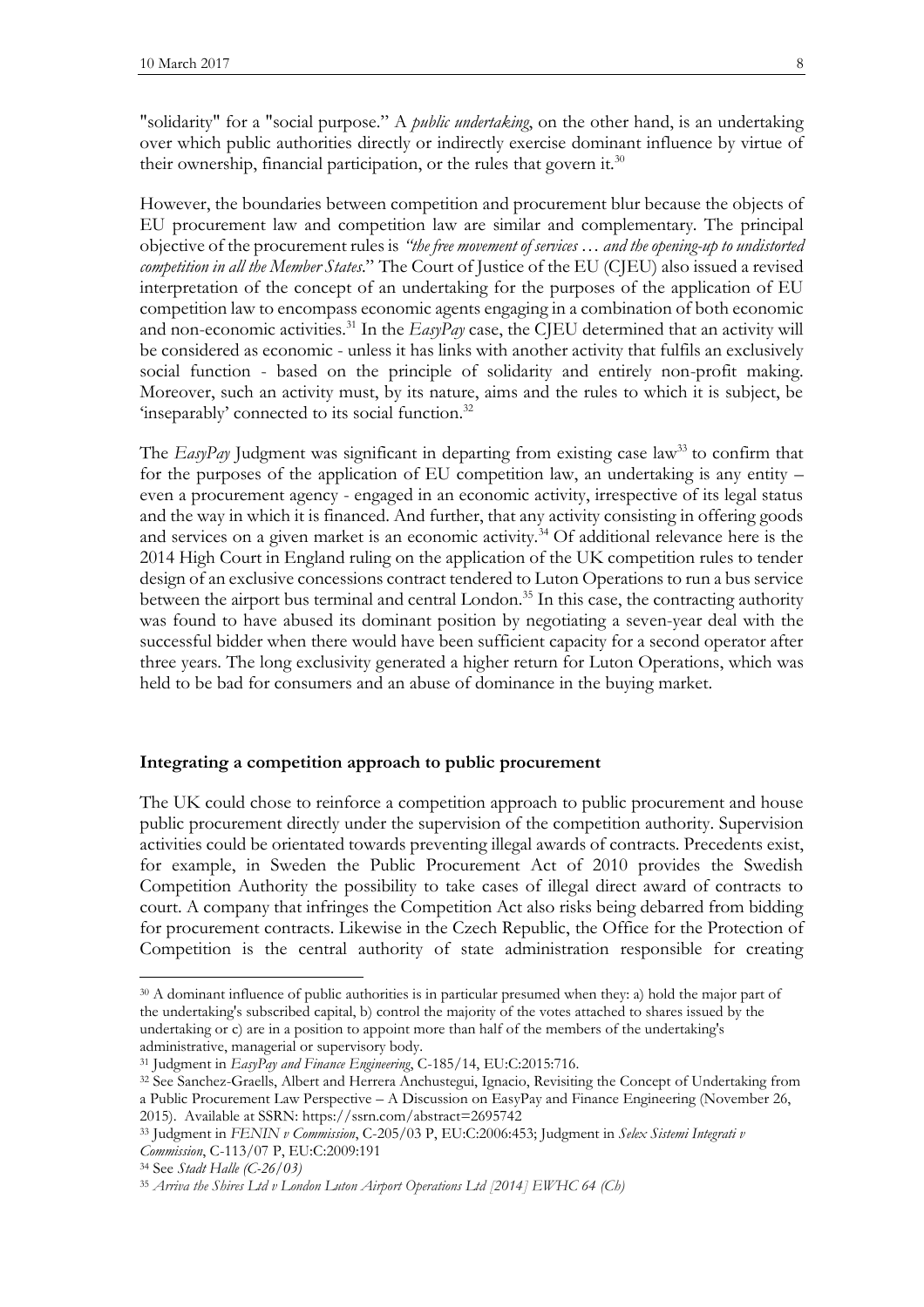"solidarity" for a "social purpose." A *public undertaking*, on the other hand, is an undertaking over which public authorities directly or indirectly exercise dominant influence by virtue of their ownership, financial participation, or the rules that govern it.[30]

However, the boundaries between competition and procurement blur because the objects of EU procurement law and competition law are similar and complementary. The principal objective of the procurement rules is *"the free movement of services … and the opening-up to undistorted competition in all the Member States*." The Court of Justice of the EU (CJEU) also issued a revised interpretation of the concept of an undertaking for the purposes of the application of EU competition law to encompass economic agents engaging in a combination of both economic and non-economic activities.[31] In the *EasyPay* case, the CJEU determined that an activity will be considered as economic - unless it has links with another activity that fulfils an exclusively social function - based on the principle of solidarity and entirely non-profit making. Moreover, such an activity must, by its nature, aims and the rules to which it is subject, be 'inseparably' connected to its social function.[32]

The *EasyPay* Judgment was significant in departing from existing case law[33] to confirm that for the purposes of the application of EU competition law, an undertaking is any entity – even a procurement agency - engaged in an economic activity, irrespective of its legal status and the way in which it is financed. And further, that any activity consisting in offering goods and services on a given market is an economic activity.[34] Of additional relevance here is the 2014 High Court in England ruling on the application of the UK competition rules to tender design of an exclusive concessions contract tendered to Luton Operations to run a bus service between the airport bus terminal and central London.[35] In this case, the contracting authority was found to have abused its dominant position by negotiating a seven-year deal with the successful bidder when there would have been sufficient capacity for a second operator after three years. The long exclusivity generated a higher return for Luton Operations, which was held to be bad for consumers and an abuse of dominance in the buying market.

**Integrating a competition approach to public procurement**

The UK could chose to reinforce a competition approach to public procurement and house public procurement directly under the supervision of the competition authority. Supervision activities could be orientated towards preventing illegal awards of contracts. Precedents exist, for example, in Sweden the Public Procurement Act of 2010 provides the Swedish Competition Authority the possibility to take cases of illegal direct award of contracts to court. A company that infringes the Competition Act also risks being debarred from bidding for procurement contracts. Likewise in the Czech Republic, the Office for the Protection of Competition is the central authority of state administration responsible for creating

---

[30] A dominant influence of public authorities is in particular presumed when they: a) hold the major part of the undertaking's subscribed capital, b) control the majority of the votes attached to shares issued by the undertaking or c) are in a position to appoint more than half of the members of the undertaking's administrative, managerial or supervisory body.

[31] Judgment in *EasyPay and Finance Engineering*, C-185/14, EU:C:2015:716.

[32] See Sanchez-Graells, Albert and Herrera Anchustegui, Ignacio, Revisiting the Concept of Undertaking from a Public Procurement Law Perspective – A Discussion on EasyPay and Finance Engineering (November 26, 2015). Available at SSRN: https://ssrn.com/abstract=2695742

[33] Judgment in *FENIN v Commission*, C-205/03 P, EU:C:2006:453; Judgment in *Selex Sistemi Integrati v Commission*, C-113/07 P, EU:C:2009:191

[34] See *Stadt Halle (C-26/03)*

[35] *Arriva the Shires Ltd v London Luton Airport Operations Ltd [2014] EWHC 64 (Ch)*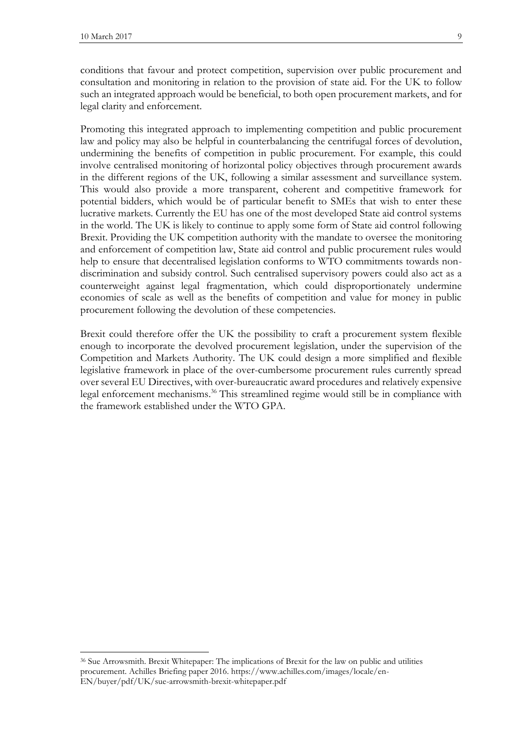conditions that favour and protect competition, supervision over public procurement and consultation and monitoring in relation to the provision of state aid. For the UK to follow such an integrated approach would be beneficial, to both open procurement markets, and for legal clarity and enforcement.

Promoting this integrated approach to implementing competition and public procurement law and policy may also be helpful in counterbalancing the centrifugal forces of devolution, undermining the benefits of competition in public procurement. For example, this could involve centralised monitoring of horizontal policy objectives through procurement awards in the different regions of the UK, following a similar assessment and surveillance system. This would also provide a more transparent, coherent and competitive framework for potential bidders, which would be of particular benefit to SMEs that wish to enter these lucrative markets. Currently the EU has one of the most developed State aid control systems in the world. The UK is likely to continue to apply some form of State aid control following Brexit. Providing the UK competition authority with the mandate to oversee the monitoring and enforcement of competition law, State aid control and public procurement rules would help to ensure that decentralised legislation conforms to WTO commitments towards non-discrimination and subsidy control. Such centralised supervisory powers could also act as a counterweight against legal fragmentation, which could disproportionately undermine economies of scale as well as the benefits of competition and value for money in public procurement following the devolution of these competencies.

Brexit could therefore offer the UK the possibility to craft a procurement system flexible enough to incorporate the devolved procurement legislation, under the supervision of the Competition and Markets Authority. The UK could design a more simplified and flexible legislative framework in place of the over-cumbersome procurement rules currently spread over several EU Directives, with over-bureaucratic award procedures and relatively expensive legal enforcement mechanisms.[36] This streamlined regime would still be in compliance with the framework established under the WTO GPA.

[36] Sue Arrowsmith. Brexit Whitepaper: The implications of Brexit for the law on public and utilities procurement. Achilles Briefing paper 2016. https://www.achilles.com/images/locale/en-EN/buyer/pdf/UK/sue-arrowsmith-brexit-whitepaper.pdf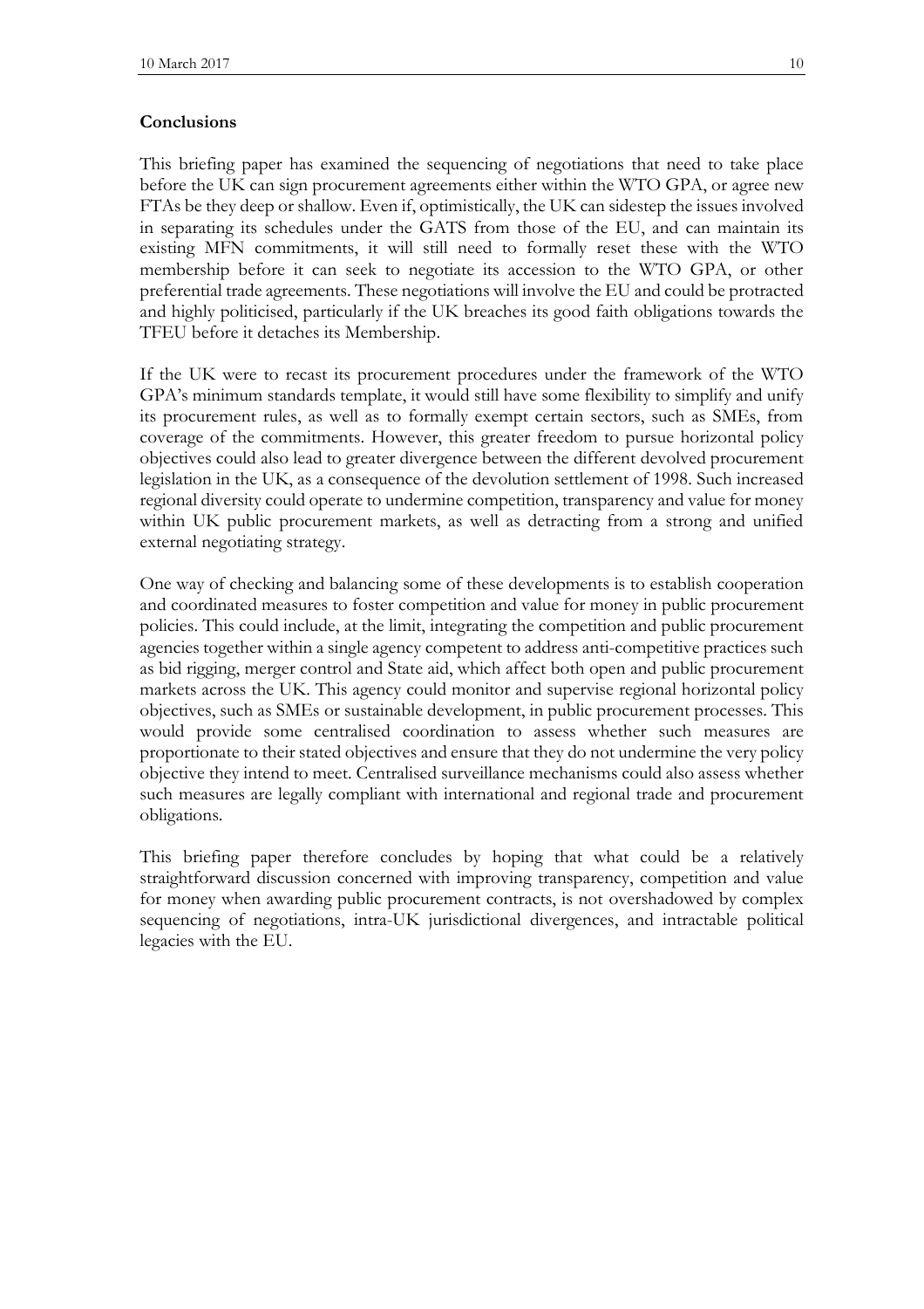**Conclusions**

This briefing paper has examined the sequencing of negotiations that need to take place before the UK can sign procurement agreements either within the WTO GPA, or agree new FTAs be they deep or shallow. Even if, optimistically, the UK can sidestep the issues involved in separating its schedules under the GATS from those of the EU, and can maintain its existing MFN commitments, it will still need to formally reset these with the WTO membership before it can seek to negotiate its accession to the WTO GPA, or other preferential trade agreements. These negotiations will involve the EU and could be protracted and highly politicised, particularly if the UK breaches its good faith obligations towards the TFEU before it detaches its Membership.

If the UK were to recast its procurement procedures under the framework of the WTO GPA's minimum standards template, it would still have some flexibility to simplify and unify its procurement rules, as well as to formally exempt certain sectors, such as SMEs, from coverage of the commitments. However, this greater freedom to pursue horizontal policy objectives could also lead to greater divergence between the different devolved procurement legislation in the UK, as a consequence of the devolution settlement of 1998. Such increased regional diversity could operate to undermine competition, transparency and value for money within UK public procurement markets, as well as detracting from a strong and unified external negotiating strategy.

One way of checking and balancing some of these developments is to establish cooperation and coordinated measures to foster competition and value for money in public procurement policies. This could include, at the limit, integrating the competition and public procurement agencies together within a single agency competent to address anti-competitive practices such as bid rigging, merger control and State aid, which affect both open and public procurement markets across the UK. This agency could monitor and supervise regional horizontal policy objectives, such as SMEs or sustainable development, in public procurement processes. This would provide some centralised coordination to assess whether such measures are proportionate to their stated objectives and ensure that they do not undermine the very policy objective they intend to meet. Centralised surveillance mechanisms could also assess whether such measures are legally compliant with international and regional trade and procurement obligations.

This briefing paper therefore concludes by hoping that what could be a relatively straightforward discussion concerned with improving transparency, competition and value for money when awarding public procurement contracts, is not overshadowed by complex sequencing of negotiations, intra-UK jurisdictional divergences, and intractable political legacies with the EU.